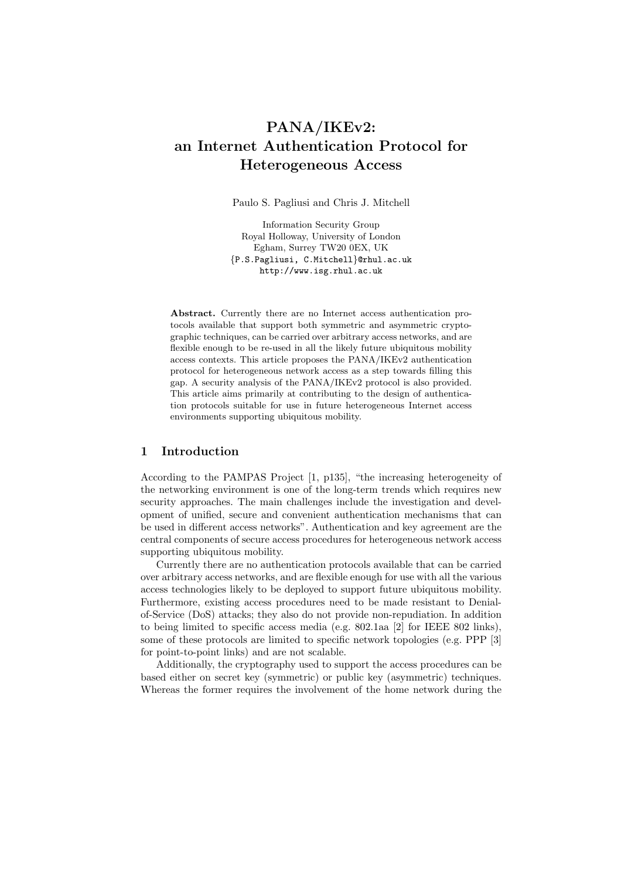# PANA/IKEv2: an Internet Authentication Protocol for Heterogeneous Access

Paulo S. Pagliusi and Chris J. Mitchell

Information Security Group
Royal Holloway, University of London
Egham, Surrey TW20 0EX, UK
{P.S.Pagliusi, C.Mitchell}@rhul.ac.uk
http://www.isg.rhul.ac.uk

**Abstract.** Currently there are no Internet access authentication protocols available that support both symmetric and asymmetric cryptographic techniques, can be carried over arbitrary access networks, and are flexible enough to be re-used in all the likely future ubiquitous mobility access contexts. This article proposes the PANA/IKEv2 authentication protocol for heterogeneous network access as a step towards filling this gap. A security analysis of the PANA/IKEv2 protocol is also provided. This article aims primarily at contributing to the design of authentication protocols suitable for use in future heterogeneous Internet access environments supporting ubiquitous mobility.

## 1 Introduction

According to the PAMPAS Project [1, p135], "the increasing heterogeneity of the networking environment is one of the long-term trends which requires new security approaches. The main challenges include the investigation and development of unified, secure and convenient authentication mechanisms that can be used in different access networks". Authentication and key agreement are the central components of secure access procedures for heterogeneous network access supporting ubiquitous mobility.

Currently there are no authentication protocols available that can be carried over arbitrary access networks, and are flexible enough for use with all the various access technologies likely to be deployed to support future ubiquitous mobility. Furthermore, existing access procedures need to be made resistant to Denial-of-Service (DoS) attacks; they also do not provide non-repudiation. In addition to being limited to specific access media (e.g. 802.1aa [2] for IEEE 802 links), some of these protocols are limited to specific network topologies (e.g. PPP [3] for point-to-point links) and are not scalable.

Additionally, the cryptography used to support the access procedures can be based either on secret key (symmetric) or public key (asymmetric) techniques. Whereas the former requires the involvement of the home network during the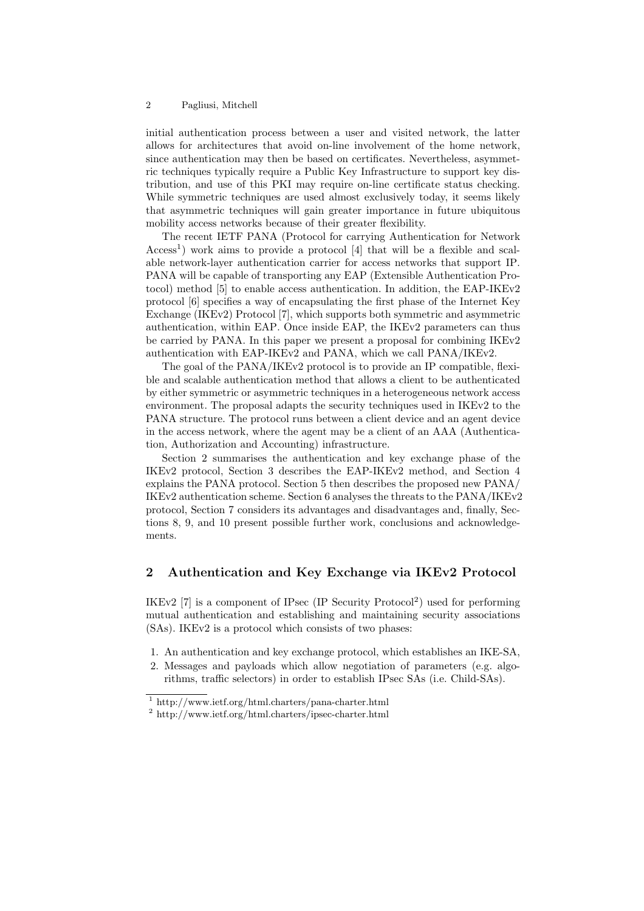initial authentication process between a user and visited network, the latter allows for architectures that avoid on-line involvement of the home network, since authentication may then be based on certificates. Nevertheless, asymmetric techniques typically require a Public Key Infrastructure to support key distribution, and use of this PKI may require on-line certificate status checking. While symmetric techniques are used almost exclusively today, it seems likely that asymmetric techniques will gain greater importance in future ubiquitous mobility access networks because of their greater flexibility.

The recent IETF PANA (Protocol for carrying Authentication for Network Access[1]) work aims to provide a protocol [4] that will be a flexible and scalable network-layer authentication carrier for access networks that support IP. PANA will be capable of transporting any EAP (Extensible Authentication Protocol) method [5] to enable access authentication. In addition, the EAP-IKEv2 protocol [6] specifies a way of encapsulating the first phase of the Internet Key Exchange (IKEv2) Protocol [7], which supports both symmetric and asymmetric authentication, within EAP. Once inside EAP, the IKEv2 parameters can thus be carried by PANA. In this paper we present a proposal for combining IKEv2 authentication with EAP-IKEv2 and PANA, which we call PANA/IKEv2.

The goal of the PANA/IKEv2 protocol is to provide an IP compatible, flexible and scalable authentication method that allows a client to be authenticated by either symmetric or asymmetric techniques in a heterogeneous network access environment. The proposal adapts the security techniques used in IKEv2 to the PANA structure. The protocol runs between a client device and an agent device in the access network, where the agent may be a client of an AAA (Authentication, Authorization and Accounting) infrastructure.

Section 2 summarises the authentication and key exchange phase of the IKEv2 protocol, Section 3 describes the EAP-IKEv2 method, and Section 4 explains the PANA protocol. Section 5 then describes the proposed new PANA/IKEv2 authentication scheme. Section 6 analyses the threats to the PANA/IKEv2 protocol, Section 7 considers its advantages and disadvantages and, finally, Sections 8, 9, and 10 present possible further work, conclusions and acknowledgements.

## 2 Authentication and Key Exchange via IKEv2 Protocol

IKEv2 [7] is a component of IPsec (IP Security Protocol[2]) used for performing mutual authentication and establishing and maintaining security associations (SAs). IKEv2 is a protocol which consists of two phases:

1. An authentication and key exchange protocol, which establishes an IKE-SA,
2. Messages and payloads which allow negotiation of parameters (e.g. algorithms, traffic selectors) in order to establish IPsec SAs (i.e. Child-SAs).

[1] http://www.ietf.org/html.charters/pana-charter.html

[2] http://www.ietf.org/html.charters/ipsec-charter.html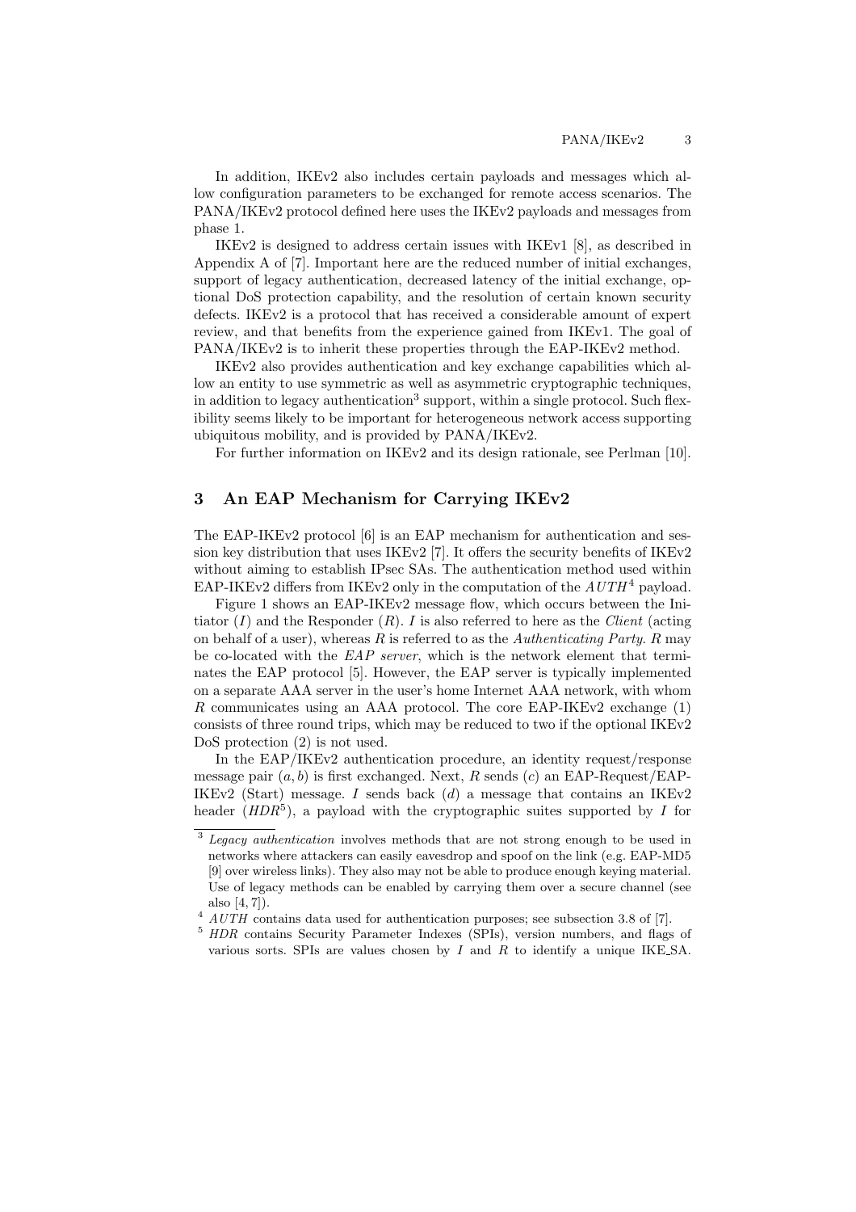In addition, IKEv2 also includes certain payloads and messages which allow configuration parameters to be exchanged for remote access scenarios. The PANA/IKEv2 protocol defined here uses the IKEv2 payloads and messages from phase 1.

IKEv2 is designed to address certain issues with IKEv1 [8], as described in Appendix A of [7]. Important here are the reduced number of initial exchanges, support of legacy authentication, decreased latency of the initial exchange, optional DoS protection capability, and the resolution of certain known security defects. IKEv2 is a protocol that has received a considerable amount of expert review, and that benefits from the experience gained from IKEv1. The goal of PANA/IKEv2 is to inherit these properties through the EAP-IKEv2 method.

IKEv2 also provides authentication and key exchange capabilities which allow an entity to use symmetric as well as asymmetric cryptographic techniques, in addition to legacy authentication[3] support, within a single protocol. Such flexibility seems likely to be important for heterogeneous network access supporting ubiquitous mobility, and is provided by PANA/IKEv2.

For further information on IKEv2 and its design rationale, see Perlman [10].

## 3 An EAP Mechanism for Carrying IKEv2

The EAP-IKEv2 protocol [6] is an EAP mechanism for authentication and session key distribution that uses IKEv2 [7]. It offers the security benefits of IKEv2 without aiming to establish IPsec SAs. The authentication method used within EAP-IKEv2 differs from IKEv2 only in the computation of the $AUTH$[4] payload.

Figure 1 shows an EAP-IKEv2 message flow, which occurs between the Initiator ($I$) and the Responder ($R$). $I$ is also referred to here as the *Client* (acting on behalf of a user), whereas $R$ is referred to as the *Authenticating Party*. $R$ may be co-located with the *EAP server*, which is the network element that terminates the EAP protocol [5]. However, the EAP server is typically implemented on a separate AAA server in the user's home Internet AAA network, with whom $R$ communicates using an AAA protocol. The core EAP-IKEv2 exchange (1) consists of three round trips, which may be reduced to two if the optional IKEv2 DoS protection (2) is not used.

In the EAP/IKEv2 authentication procedure, an identity request/response message pair $(a, b)$ is first exchanged. Next, $R$ sends $(c)$ an EAP-Request/EAP-IKEv2 (Start) message. $I$ sends back $(d)$ a message that contains an IKEv2 header ($HDR$[5]), a payload with the cryptographic suites supported by $I$ for

---

[3] *Legacy authentication* involves methods that are not strong enough to be used in networks where attackers can easily eavesdrop and spoof on the link (e.g. EAP-MD5 [9] over wireless links). They also may not be able to produce enough keying material. Use of legacy methods can be enabled by carrying them over a secure channel (see also [4, 7]).

[4] $AUTH$ contains data used for authentication purposes; see subsection 3.8 of [7].

[5] $HDR$ contains Security Parameter Indexes (SPIs), version numbers, and flags of various sorts. SPIs are values chosen by $I$ and $R$ to identify a unique IKE_SA.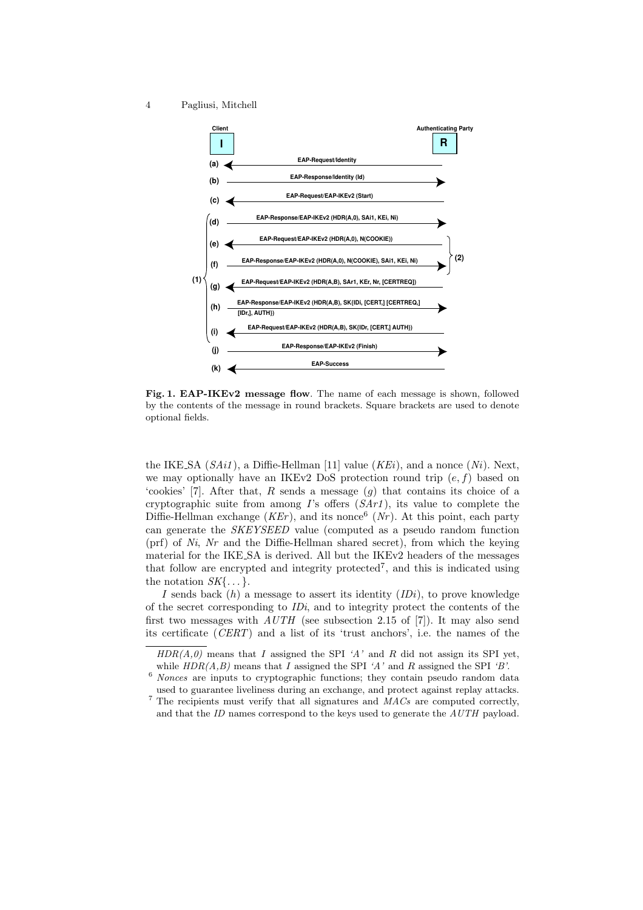**Fig. 1. EAP-IKEv2 message flow**. The name of each message is shown, followed by the contents of the message in round brackets. Square brackets are used to denote optional fields.

the IKE_SA (*SAi1*), a Diffie-Hellman [11] value (*KEi*), and a nonce (*Ni*). Next, we may optionally have an IKEv2 DoS protection round trip $(e, f)$ based on 'cookies' [7]. After that, $R$ sends a message $(g)$ that contains its choice of a cryptographic suite from among $I$'s offers (*SAr1*), its value to complete the Diffie-Hellman exchange (*KEr*), and its nonce[6] (*Nr*). At this point, each party can generate the *SKEYSEED* value (computed as a pseudo random function (prf) of *Ni*, *Nr* and the Diffie-Hellman shared secret), from which the keying material for the IKE_SA is derived. All but the IKEv2 headers of the messages that follow are encrypted and integrity protected[7], and this is indicated using the notation $SK\{\dots\}$.

$I$ sends back $(h)$ a message to assert its identity (*IDi*), to prove knowledge of the secret corresponding to *IDi*, and to integrity protect the contents of the first two messages with *AUTH* (see subsection 2.15 of [7]). It may also send its certificate (*CERT*) and a list of its 'trust anchors', i.e. the names of the

---

*HDR(A,0)* means that $I$ assigned the SPI *'A'* and $R$ did not assign its SPI yet, while *HDR(A,B)* means that $I$ assigned the SPI *'A'* and $R$ assigned the SPI *'B'*.

[6] *Nonces* are inputs to cryptographic functions; they contain pseudo random data used to guarantee liveliness during an exchange, and protect against replay attacks.

[7] The recipients must verify that all signatures and *MACs* are computed correctly, and that the *ID* names correspond to the keys used to generate the *AUTH* payload.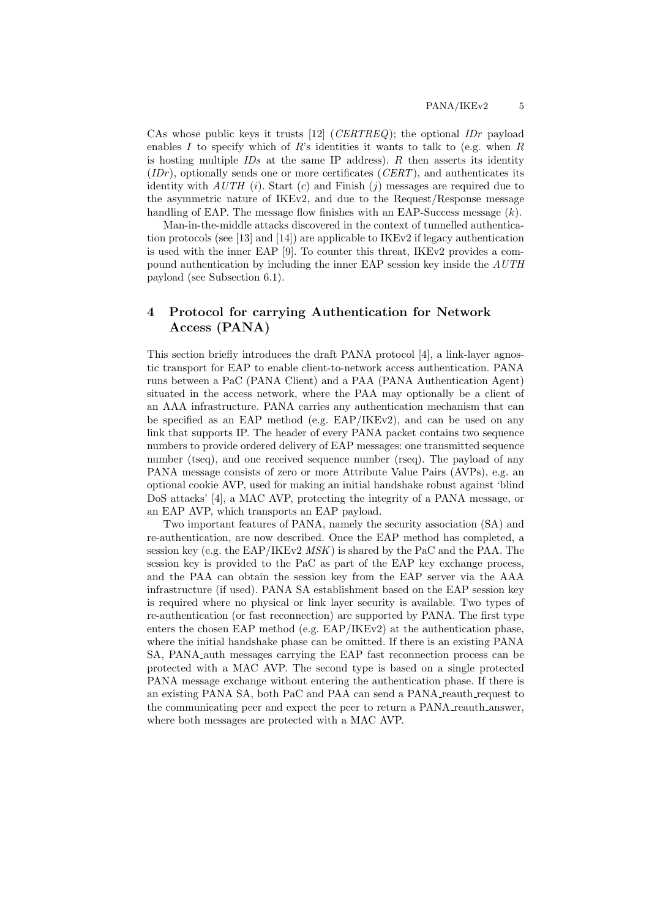CAs whose public keys it trusts [12] (*CERTREQ*); the optional *IDr* payload enables $I$ to specify which of $R$'s identities it wants to talk to (e.g. when $R$ is hosting multiple *IDs* at the same IP address). $R$ then asserts its identity (*IDr*), optionally sends one or more certificates (*CERT*), and authenticates its identity with $AUTH$ ($i$). Start ($c$) and Finish ($j$) messages are required due to the asymmetric nature of IKEv2, and due to the Request/Response message handling of EAP. The message flow finishes with an EAP-Success message ($k$).

Man-in-the-middle attacks discovered in the context of tunnelled authentication protocols (see [13] and [14]) are applicable to IKEv2 if legacy authentication is used with the inner EAP [9]. To counter this threat, IKEv2 provides a compound authentication by including the inner EAP session key inside the $AUTH$ payload (see Subsection 6.1).

## 4 Protocol for carrying Authentication for Network Access (PANA)

This section briefly introduces the draft PANA protocol [4], a link-layer agnostic transport for EAP to enable client-to-network access authentication. PANA runs between a PaC (PANA Client) and a PAA (PANA Authentication Agent) situated in the access network, where the PAA may optionally be a client of an AAA infrastructure. PANA carries any authentication mechanism that can be specified as an EAP method (e.g. EAP/IKEv2), and can be used on any link that supports IP. The header of every PANA packet contains two sequence numbers to provide ordered delivery of EAP messages: one transmitted sequence number (tseq), and one received sequence number (rseq). The payload of any PANA message consists of zero or more Attribute Value Pairs (AVPs), e.g. an optional cookie AVP, used for making an initial handshake robust against 'blind DoS attacks' [4], a MAC AVP, protecting the integrity of a PANA message, or an EAP AVP, which transports an EAP payload.

Two important features of PANA, namely the security association (SA) and re-authentication, are now described. Once the EAP method has completed, a session key (e.g. the EAP/IKEv2 *MSK*) is shared by the PaC and the PAA. The session key is provided to the PaC as part of the EAP key exchange process, and the PAA can obtain the session key from the EAP server via the AAA infrastructure (if used). PANA SA establishment based on the EAP session key is required where no physical or link layer security is available. Two types of re-authentication (or fast reconnection) are supported by PANA. The first type enters the chosen EAP method (e.g. EAP/IKEv2) at the authentication phase, where the initial handshake phase can be omitted. If there is an existing PANA SA, PANA_auth messages carrying the EAP fast reconnection process can be protected with a MAC AVP. The second type is based on a single protected PANA message exchange without entering the authentication phase. If there is an existing PANA SA, both PaC and PAA can send a PANA_reauth_request to the communicating peer and expect the peer to return a PANA_reauth_answer, where both messages are protected with a MAC AVP.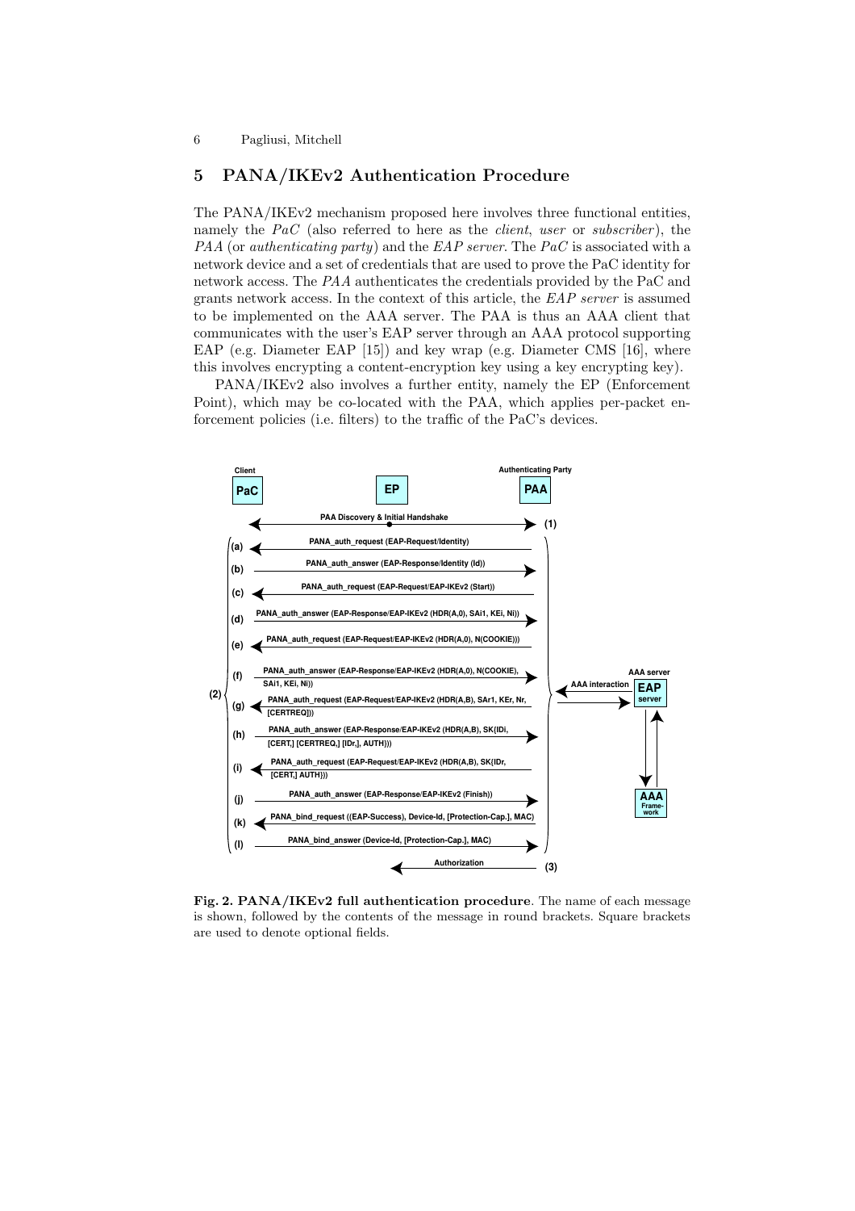## 5 PANA/IKEv2 Authentication Procedure

The PANA/IKEv2 mechanism proposed here involves three functional entities, namely the *PaC* (also referred to here as the *client*, *user* or *subscriber*), the *PAA* (or *authenticating party*) and the *EAP server*. The *PaC* is associated with a network device and a set of credentials that are used to prove the PaC identity for network access. The *PAA* authenticates the credentials provided by the PaC and grants network access. In the context of this article, the *EAP server* is assumed to be implemented on the AAA server. The PAA is thus an AAA client that communicates with the user's EAP server through an AAA protocol supporting EAP (e.g. Diameter EAP [15]) and key wrap (e.g. Diameter CMS [16], where this involves encrypting a content-encryption key using a key encrypting key).

PANA/IKEv2 also involves a further entity, namely the EP (Enforcement Point), which may be co-located with the PAA, which applies per-packet enforcement policies (i.e. filters) to the traffic of the PaC's devices.

**Fig. 2. PANA/IKEv2 full authentication procedure**. The name of each message is shown, followed by the contents of the message in round brackets. Square brackets are used to denote optional fields.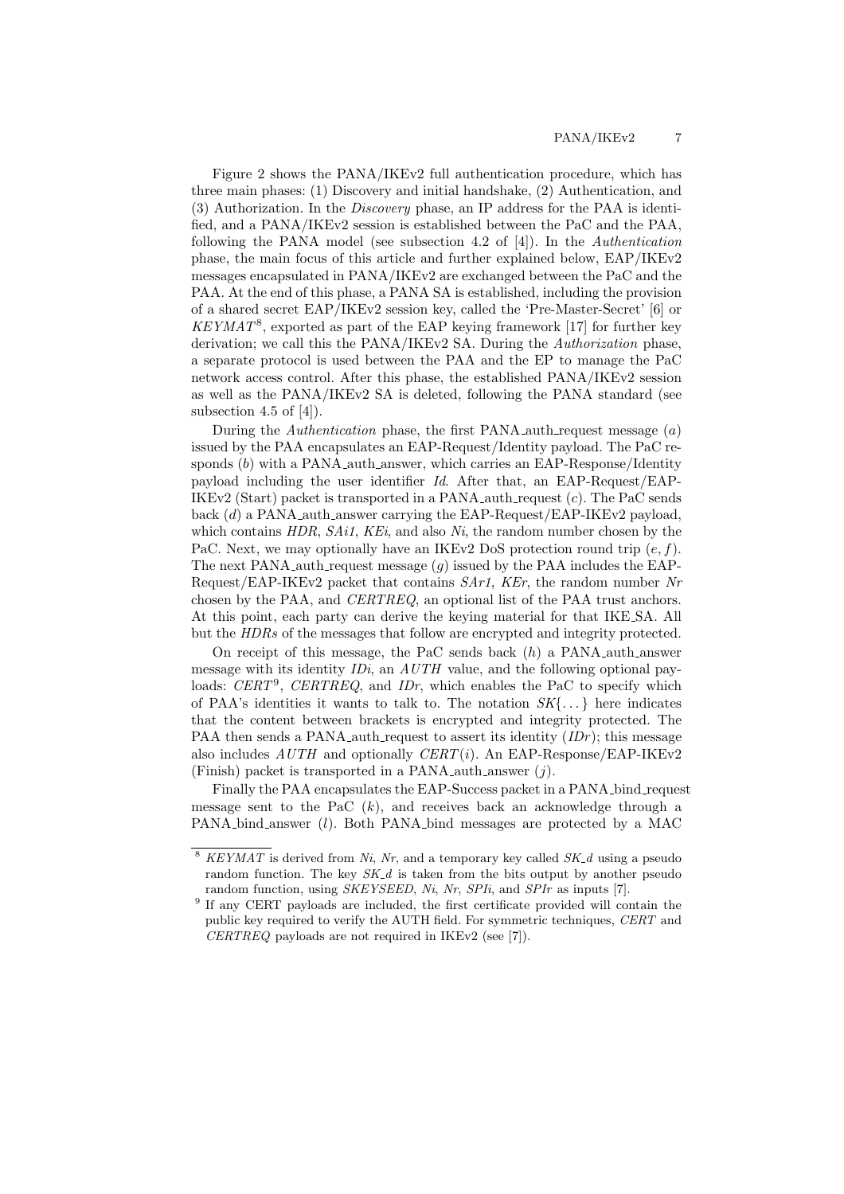Figure 2 shows the PANA/IKEv2 full authentication procedure, which has three main phases: (1) Discovery and initial handshake, (2) Authentication, and (3) Authorization. In the *Discovery* phase, an IP address for the PAA is identified, and a PANA/IKEv2 session is established between the PaC and the PAA, following the PANA model (see subsection 4.2 of [4]). In the *Authentication* phase, the main focus of this article and further explained below, EAP/IKEv2 messages encapsulated in PANA/IKEv2 are exchanged between the PaC and the PAA. At the end of this phase, a PANA SA is established, including the provision of a shared secret EAP/IKEv2 session key, called the 'Pre-Master-Secret' [6] or *KEYMAT*[8], exported as part of the EAP keying framework [17] for further key derivation; we call this the PANA/IKEv2 SA. During the *Authorization* phase, a separate protocol is used between the PAA and the EP to manage the PaC network access control. After this phase, the established PANA/IKEv2 session as well as the PANA/IKEv2 SA is deleted, following the PANA standard (see subsection 4.5 of [4]).

During the *Authentication* phase, the first PANA_auth_request message ($a$) issued by the PAA encapsulates an EAP-Request/Identity payload. The PaC responds ($b$) with a PANA_auth_answer, which carries an EAP-Response/Identity payload including the user identifier *Id*. After that, an EAP-Request/EAP-IKEv2 (Start) packet is transported in a PANA_auth_request ($c$). The PaC sends back ($d$) a PANA_auth_answer carrying the EAP-Request/EAP-IKEv2 payload, which contains *HDR*, *SAi1*, *KEi*, and also *Ni*, the random number chosen by the PaC. Next, we may optionally have an IKEv2 DoS protection round trip ($e, f$). The next PANA_auth_request message ($g$) issued by the PAA includes the EAP-Request/EAP-IKEv2 packet that contains *SAr1*, *KEr*, the random number *Nr* chosen by the PAA, and *CERTREQ*, an optional list of the PAA trust anchors. At this point, each party can derive the keying material for that IKE_SA. All but the *HDRs* of the messages that follow are encrypted and integrity protected.

On receipt of this message, the PaC sends back ($h$) a PANA_auth_answer message with its identity *IDi*, an $AUTH$ value, and the following optional payloads: *CERT*[9], *CERTREQ*, and *IDr*, which enables the PaC to specify which of PAA's identities it wants to talk to. The notation $SK\{\dots\}$ here indicates that the content between brackets is encrypted and integrity protected. The PAA then sends a PANA_auth_request to assert its identity ($IDr$); this message also includes $AUTH$ and optionally $CERT(i)$. An EAP-Response/EAP-IKEv2 (Finish) packet is transported in a PANA_auth_answer ($j$).

Finally the PAA encapsulates the EAP-Success packet in a PANA_bind_request message sent to the PaC ($k$), and receives back an acknowledge through a PANA_bind_answer ($l$). Both PANA_bind messages are protected by a MAC

---

[8] *KEYMAT* is derived from *Ni*, *Nr*, and a temporary key called *SK_d* using a pseudo random function. The key *SK_d* is taken from the bits output by another pseudo random function, using *SKEYSEED*, *Ni*, *Nr*, *SPIi*, and *SPIr* as inputs [7].

[9] If any CERT payloads are included, the first certificate provided will contain the public key required to verify the AUTH field. For symmetric techniques, *CERT* and *CERTREQ* payloads are not required in IKEv2 (see [7]).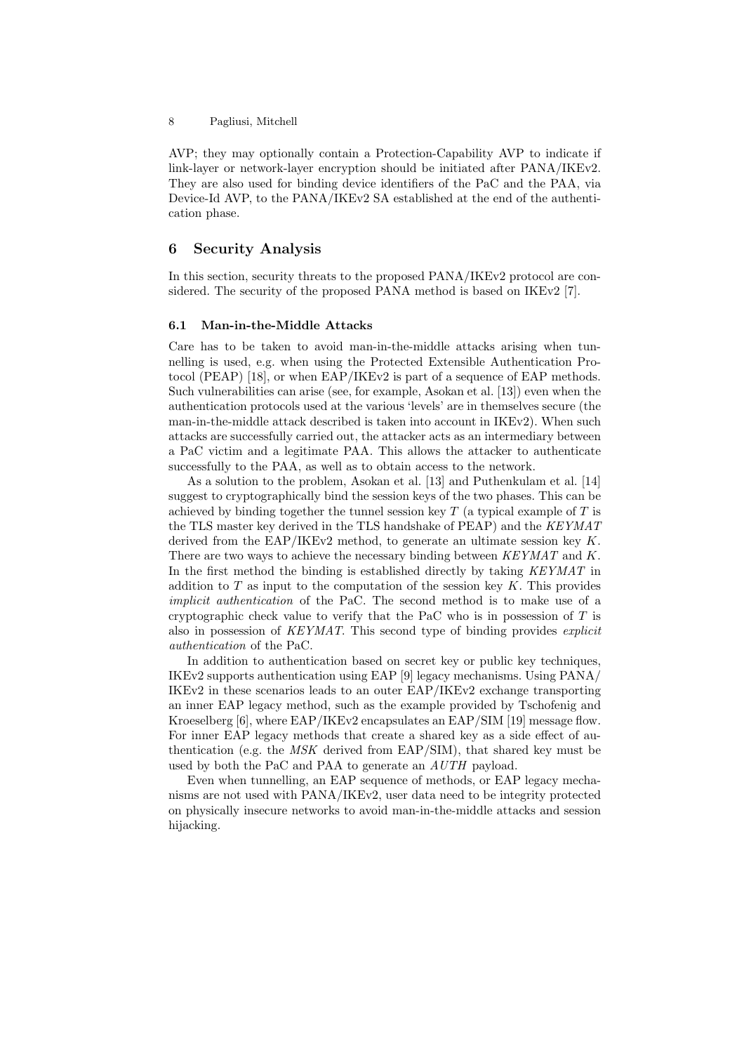AVP; they may optionally contain a Protection-Capability AVP to indicate if link-layer or network-layer encryption should be initiated after PANA/IKEv2. They are also used for binding device identifiers of the PaC and the PAA, via Device-Id AVP, to the PANA/IKEv2 SA established at the end of the authentication phase.

## 6 Security Analysis

In this section, security threats to the proposed PANA/IKEv2 protocol are considered. The security of the proposed PANA method is based on IKEv2 [7].

### 6.1 Man-in-the-Middle Attacks

Care has to be taken to avoid man-in-the-middle attacks arising when tunnelling is used, e.g. when using the Protected Extensible Authentication Protocol (PEAP) [18], or when EAP/IKEv2 is part of a sequence of EAP methods. Such vulnerabilities can arise (see, for example, Asokan et al. [13]) even when the authentication protocols used at the various 'levels' are in themselves secure (the man-in-the-middle attack described is taken into account in IKEv2). When such attacks are successfully carried out, the attacker acts as an intermediary between a PaC victim and a legitimate PAA. This allows the attacker to authenticate successfully to the PAA, as well as to obtain access to the network.

As a solution to the problem, Asokan et al. [13] and Puthenkulam et al. [14] suggest to cryptographically bind the session keys of the two phases. This can be achieved by binding together the tunnel session key $T$ (a typical example of $T$ is the TLS master key derived in the TLS handshake of PEAP) and the *KEYMAT* derived from the EAP/IKEv2 method, to generate an ultimate session key $K$. There are two ways to achieve the necessary binding between *KEYMAT* and $K$. In the first method the binding is established directly by taking *KEYMAT* in addition to $T$ as input to the computation of the session key $K$. This provides *implicit authentication* of the PaC. The second method is to make use of a cryptographic check value to verify that the PaC who is in possession of $T$ is also in possession of *KEYMAT*. This second type of binding provides *explicit authentication* of the PaC.

In addition to authentication based on secret key or public key techniques, IKEv2 supports authentication using EAP [9] legacy mechanisms. Using PANA/IKEv2 in these scenarios leads to an outer EAP/IKEv2 exchange transporting an inner EAP legacy method, such as the example provided by Tschofenig and Kroeselberg [6], where EAP/IKEv2 encapsulates an EAP/SIM [19] message flow. For inner EAP legacy methods that create a shared key as a side effect of authentication (e.g. the *MSK* derived from EAP/SIM), that shared key must be used by both the PaC and PAA to generate an $AUTH$ payload.

Even when tunnelling, an EAP sequence of methods, or EAP legacy mechanisms are not used with PANA/IKEv2, user data need to be integrity protected on physically insecure networks to avoid man-in-the-middle attacks and session hijacking.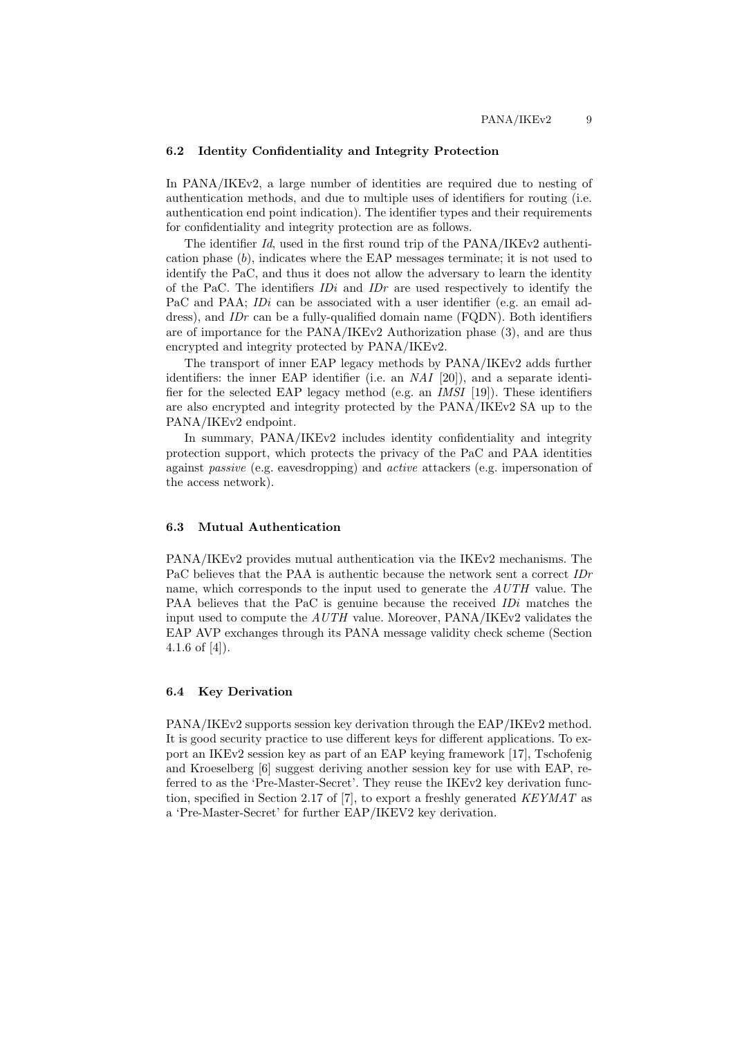### 6.2 Identity Confidentiality and Integrity Protection

In PANA/IKEv2, a large number of identities are required due to nesting of authentication methods, and due to multiple uses of identifiers for routing (i.e. authentication end point indication). The identifier types and their requirements for confidentiality and integrity protection are as follows.

The identifier *Id*, used in the first round trip of the PANA/IKEv2 authentication phase (*b*), indicates where the EAP messages terminate; it is not used to identify the PaC, and thus it does not allow the adversary to learn the identity of the PaC. The identifiers *IDi* and *IDr* are used respectively to identify the PaC and PAA; *IDi* can be associated with a user identifier (e.g. an email address), and *IDr* can be a fully-qualified domain name (FQDN). Both identifiers are of importance for the PANA/IKEv2 Authorization phase (3), and are thus encrypted and integrity protected by PANA/IKEv2.

The transport of inner EAP legacy methods by PANA/IKEv2 adds further identifiers: the inner EAP identifier (i.e. an *NAI* [20]), and a separate identifier for the selected EAP legacy method (e.g. an *IMSI* [19]). These identifiers are also encrypted and integrity protected by the PANA/IKEv2 SA up to the PANA/IKEv2 endpoint.

In summary, PANA/IKEv2 includes identity confidentiality and integrity protection support, which protects the privacy of the PaC and PAA identities against *passive* (e.g. eavesdropping) and *active* attackers (e.g. impersonation of the access network).

### 6.3 Mutual Authentication

PANA/IKEv2 provides mutual authentication via the IKEv2 mechanisms. The PaC believes that the PAA is authentic because the network sent a correct *IDr* name, which corresponds to the input used to generate the $AUTH$ value. The PAA believes that the PaC is genuine because the received *IDi* matches the input used to compute the $AUTH$ value. Moreover, PANA/IKEv2 validates the EAP AVP exchanges through its PANA message validity check scheme (Section 4.1.6 of [4]).

### 6.4 Key Derivation

PANA/IKEv2 supports session key derivation through the EAP/IKEv2 method. It is good security practice to use different keys for different applications. To export an IKEv2 session key as part of an EAP keying framework [17], Tschofenig and Kroeselberg [6] suggest deriving another session key for use with EAP, referred to as the 'Pre-Master-Secret'. They reuse the IKEv2 key derivation function, specified in Section 2.17 of [7], to export a freshly generated *KEYMAT* as a 'Pre-Master-Secret' for further EAP/IKEV2 key derivation.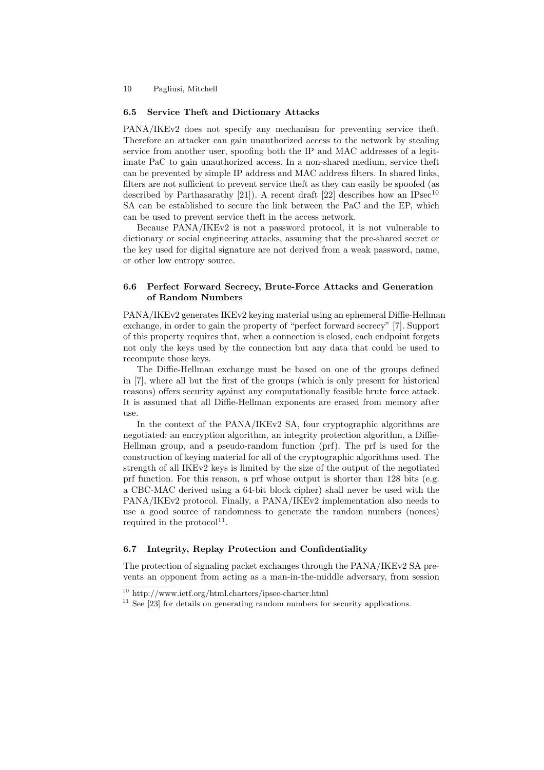### 6.5 Service Theft and Dictionary Attacks

PANA/IKEv2 does not specify any mechanism for preventing service theft. Therefore an attacker can gain unauthorized access to the network by stealing service from another user, spoofing both the IP and MAC addresses of a legitimate PaC to gain unauthorized access. In a non-shared medium, service theft can be prevented by simple IP address and MAC address filters. In shared links, filters are not sufficient to prevent service theft as they can easily be spoofed (as described by Parthasarathy [21]). A recent draft [22] describes how an IPsec[10] SA can be established to secure the link between the PaC and the EP, which can be used to prevent service theft in the access network.

Because PANA/IKEv2 is not a password protocol, it is not vulnerable to dictionary or social engineering attacks, assuming that the pre-shared secret or the key used for digital signature are not derived from a weak password, name, or other low entropy source.

### 6.6 Perfect Forward Secrecy, Brute-Force Attacks and Generation of Random Numbers

PANA/IKEv2 generates IKEv2 keying material using an ephemeral Diffie-Hellman exchange, in order to gain the property of "perfect forward secrecy" [7]. Support of this property requires that, when a connection is closed, each endpoint forgets not only the keys used by the connection but any data that could be used to recompute those keys.

The Diffie-Hellman exchange must be based on one of the groups defined in [7], where all but the first of the groups (which is only present for historical reasons) offers security against any computationally feasible brute force attack. It is assumed that all Diffie-Hellman exponents are erased from memory after use.

In the context of the PANA/IKEv2 SA, four cryptographic algorithms are negotiated: an encryption algorithm, an integrity protection algorithm, a Diffie-Hellman group, and a pseudo-random function (prf). The prf is used for the construction of keying material for all of the cryptographic algorithms used. The strength of all IKEv2 keys is limited by the size of the output of the negotiated prf function. For this reason, a prf whose output is shorter than 128 bits (e.g. a CBC-MAC derived using a 64-bit block cipher) shall never be used with the PANA/IKEv2 protocol. Finally, a PANA/IKEv2 implementation also needs to use a good source of randomness to generate the random numbers (nonces) required in the protocol[11].

### 6.7 Integrity, Replay Protection and Confidentiality

The protection of signaling packet exchanges through the PANA/IKEv2 SA prevents an opponent from acting as a man-in-the-middle adversary, from session

[10] http://www.ietf.org/html.charters/ipsec-charter.html

[11] See [23] for details on generating random numbers for security applications.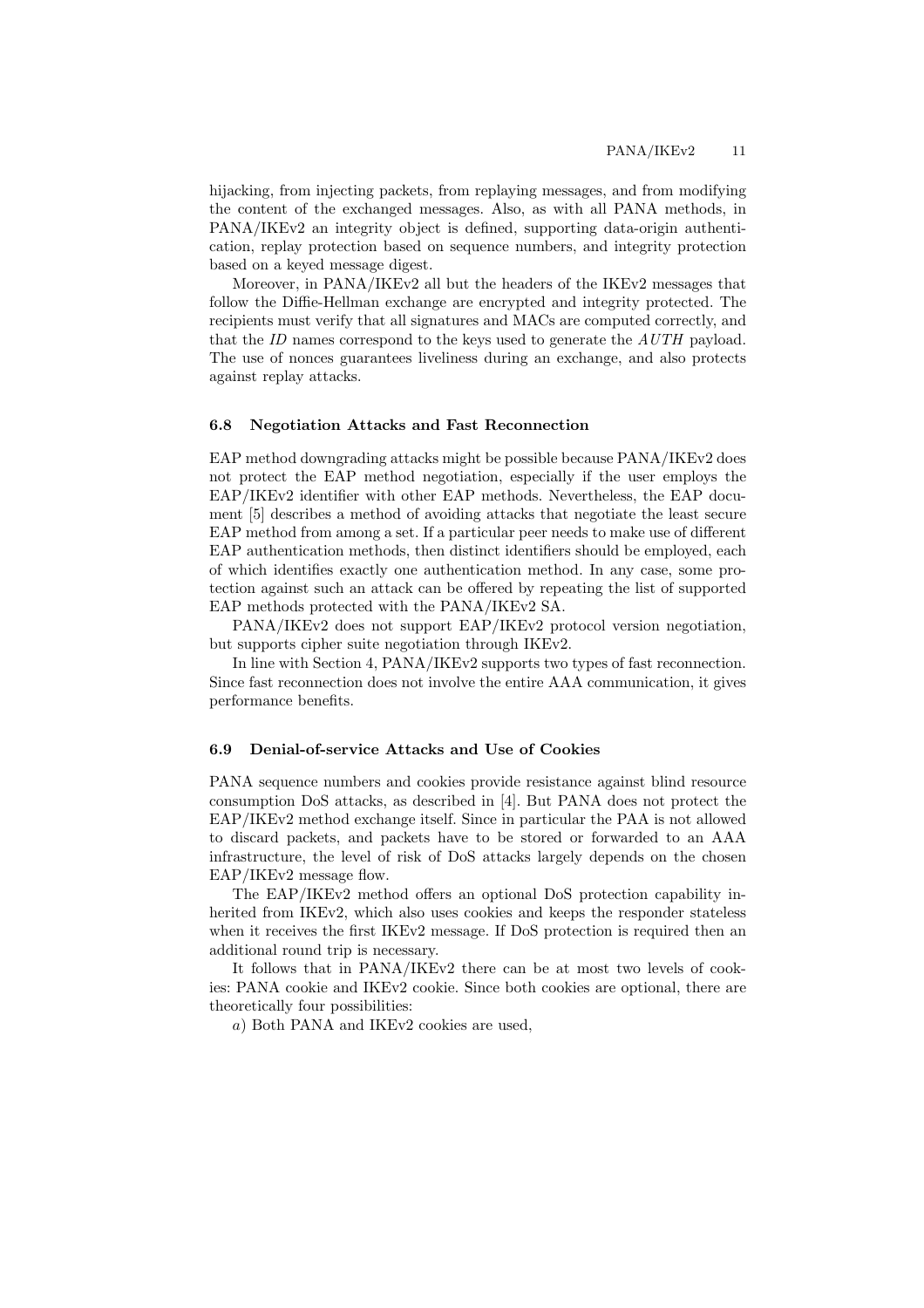hijacking, from injecting packets, from replaying messages, and from modifying the content of the exchanged messages. Also, as with all PANA methods, in PANA/IKEv2 an integrity object is defined, supporting data-origin authentication, replay protection based on sequence numbers, and integrity protection based on a keyed message digest.

Moreover, in PANA/IKEv2 all but the headers of the IKEv2 messages that follow the Diffie-Hellman exchange are encrypted and integrity protected. The recipients must verify that all signatures and MACs are computed correctly, and that the *ID* names correspond to the keys used to generate the $AUTH$ payload. The use of nonces guarantees liveliness during an exchange, and also protects against replay attacks.

### 6.8 Negotiation Attacks and Fast Reconnection

EAP method downgrading attacks might be possible because PANA/IKEv2 does not protect the EAP method negotiation, especially if the user employs the EAP/IKEv2 identifier with other EAP methods. Nevertheless, the EAP document [5] describes a method of avoiding attacks that negotiate the least secure EAP method from among a set. If a particular peer needs to make use of different EAP authentication methods, then distinct identifiers should be employed, each of which identifies exactly one authentication method. In any case, some protection against such an attack can be offered by repeating the list of supported EAP methods protected with the PANA/IKEv2 SA.

PANA/IKEv2 does not support EAP/IKEv2 protocol version negotiation, but supports cipher suite negotiation through IKEv2.

In line with Section 4, PANA/IKEv2 supports two types of fast reconnection. Since fast reconnection does not involve the entire AAA communication, it gives performance benefits.

### 6.9 Denial-of-service Attacks and Use of Cookies

PANA sequence numbers and cookies provide resistance against blind resource consumption DoS attacks, as described in [4]. But PANA does not protect the EAP/IKEv2 method exchange itself. Since in particular the PAA is not allowed to discard packets, and packets have to be stored or forwarded to an AAA infrastructure, the level of risk of DoS attacks largely depends on the chosen EAP/IKEv2 message flow.

The EAP/IKEv2 method offers an optional DoS protection capability inherited from IKEv2, which also uses cookies and keeps the responder stateless when it receives the first IKEv2 message. If DoS protection is required then an additional round trip is necessary.

It follows that in PANA/IKEv2 there can be at most two levels of cookies: PANA cookie and IKEv2 cookie. Since both cookies are optional, there are theoretically four possibilities:

*a*) Both PANA and IKEv2 cookies are used,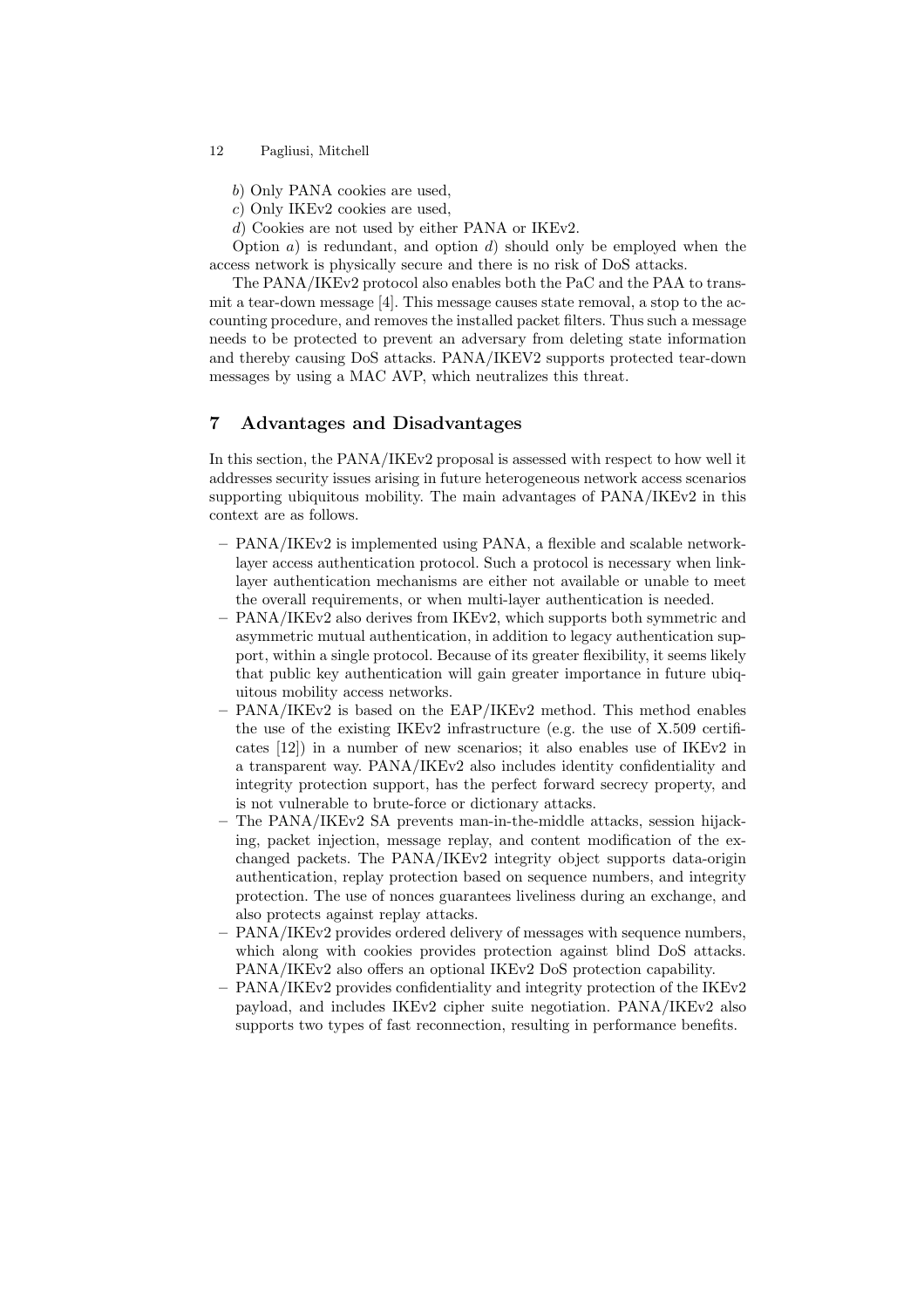*b*) Only PANA cookies are used,

*c*) Only IKEv2 cookies are used,

*d*) Cookies are not used by either PANA or IKEv2.

Option *a*) is redundant, and option *d*) should only be employed when the access network is physically secure and there is no risk of DoS attacks.

The PANA/IKEv2 protocol also enables both the PaC and the PAA to transmit a tear-down message [4]. This message causes state removal, a stop to the accounting procedure, and removes the installed packet filters. Thus such a message needs to be protected to prevent an adversary from deleting state information and thereby causing DoS attacks. PANA/IKEV2 supports protected tear-down messages by using a MAC AVP, which neutralizes this threat.

## 7 Advantages and Disadvantages

In this section, the PANA/IKEv2 proposal is assessed with respect to how well it addresses security issues arising in future heterogeneous network access scenarios supporting ubiquitous mobility. The main advantages of PANA/IKEv2 in this context are as follows.

- PANA/IKEv2 is implemented using PANA, a flexible and scalable network-layer access authentication protocol. Such a protocol is necessary when link-layer authentication mechanisms are either not available or unable to meet the overall requirements, or when multi-layer authentication is needed.
- PANA/IKEv2 also derives from IKEv2, which supports both symmetric and asymmetric mutual authentication, in addition to legacy authentication support, within a single protocol. Because of its greater flexibility, it seems likely that public key authentication will gain greater importance in future ubiquitous mobility access networks.
- PANA/IKEv2 is based on the EAP/IKEv2 method. This method enables the use of the existing IKEv2 infrastructure (e.g. the use of X.509 certificates [12]) in a number of new scenarios; it also enables use of IKEv2 in a transparent way. PANA/IKEv2 also includes identity confidentiality and integrity protection support, has the perfect forward secrecy property, and is not vulnerable to brute-force or dictionary attacks.
- The PANA/IKEv2 SA prevents man-in-the-middle attacks, session hijacking, packet injection, message replay, and content modification of the exchanged packets. The PANA/IKEv2 integrity object supports data-origin authentication, replay protection based on sequence numbers, and integrity protection. The use of nonces guarantees liveliness during an exchange, and also protects against replay attacks.
- PANA/IKEv2 provides ordered delivery of messages with sequence numbers, which along with cookies provides protection against blind DoS attacks. PANA/IKEv2 also offers an optional IKEv2 DoS protection capability.
- PANA/IKEv2 provides confidentiality and integrity protection of the IKEv2 payload, and includes IKEv2 cipher suite negotiation. PANA/IKEv2 also supports two types of fast reconnection, resulting in performance benefits.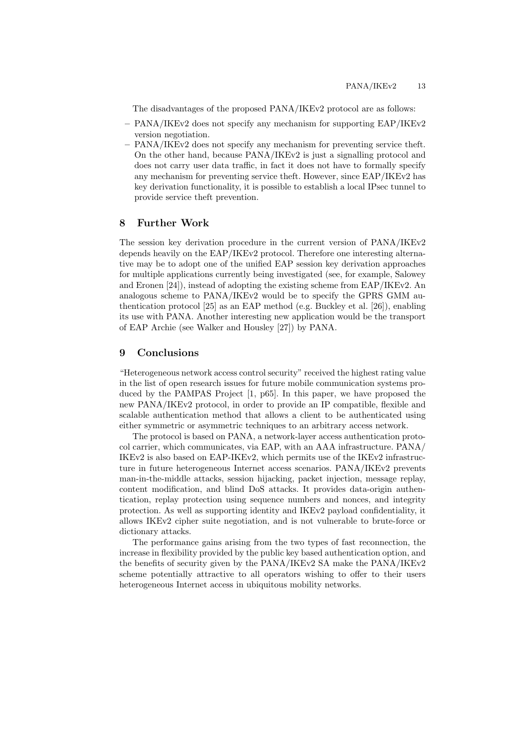The disadvantages of the proposed PANA/IKEv2 protocol are as follows:

- PANA/IKEv2 does not specify any mechanism for supporting EAP/IKEv2 version negotiation.
- PANA/IKEv2 does not specify any mechanism for preventing service theft. On the other hand, because PANA/IKEv2 is just a signalling protocol and does not carry user data traffic, in fact it does not have to formally specify any mechanism for preventing service theft. However, since EAP/IKEv2 has key derivation functionality, it is possible to establish a local IPsec tunnel to provide service theft prevention.

## 8 Further Work

The session key derivation procedure in the current version of PANA/IKEv2 depends heavily on the EAP/IKEv2 protocol. Therefore one interesting alternative may be to adopt one of the unified EAP session key derivation approaches for multiple applications currently being investigated (see, for example, Salowey and Eronen [24]), instead of adopting the existing scheme from EAP/IKEv2. An analogous scheme to PANA/IKEv2 would be to specify the GPRS GMM authentication protocol [25] as an EAP method (e.g. Buckley et al. [26]), enabling its use with PANA. Another interesting new application would be the transport of EAP Archie (see Walker and Housley [27]) by PANA.

## 9 Conclusions

"Heterogeneous network access control security" received the highest rating value in the list of open research issues for future mobile communication systems produced by the PAMPAS Project [1, p65]. In this paper, we have proposed the new PANA/IKEv2 protocol, in order to provide an IP compatible, flexible and scalable authentication method that allows a client to be authenticated using either symmetric or asymmetric techniques to an arbitrary access network.

The protocol is based on PANA, a network-layer access authentication protocol carrier, which communicates, via EAP, with an AAA infrastructure. PANA/IKEv2 is also based on EAP-IKEv2, which permits use of the IKEv2 infrastructure in future heterogeneous Internet access scenarios. PANA/IKEv2 prevents man-in-the-middle attacks, session hijacking, packet injection, message replay, content modification, and blind DoS attacks. It provides data-origin authentication, replay protection using sequence numbers and nonces, and integrity protection. As well as supporting identity and IKEv2 payload confidentiality, it allows IKEv2 cipher suite negotiation, and is not vulnerable to brute-force or dictionary attacks.

The performance gains arising from the two types of fast reconnection, the increase in flexibility provided by the public key based authentication option, and the benefits of security given by the PANA/IKEv2 SA make the PANA/IKEv2 scheme potentially attractive to all operators wishing to offer to their users heterogeneous Internet access in ubiquitous mobility networks.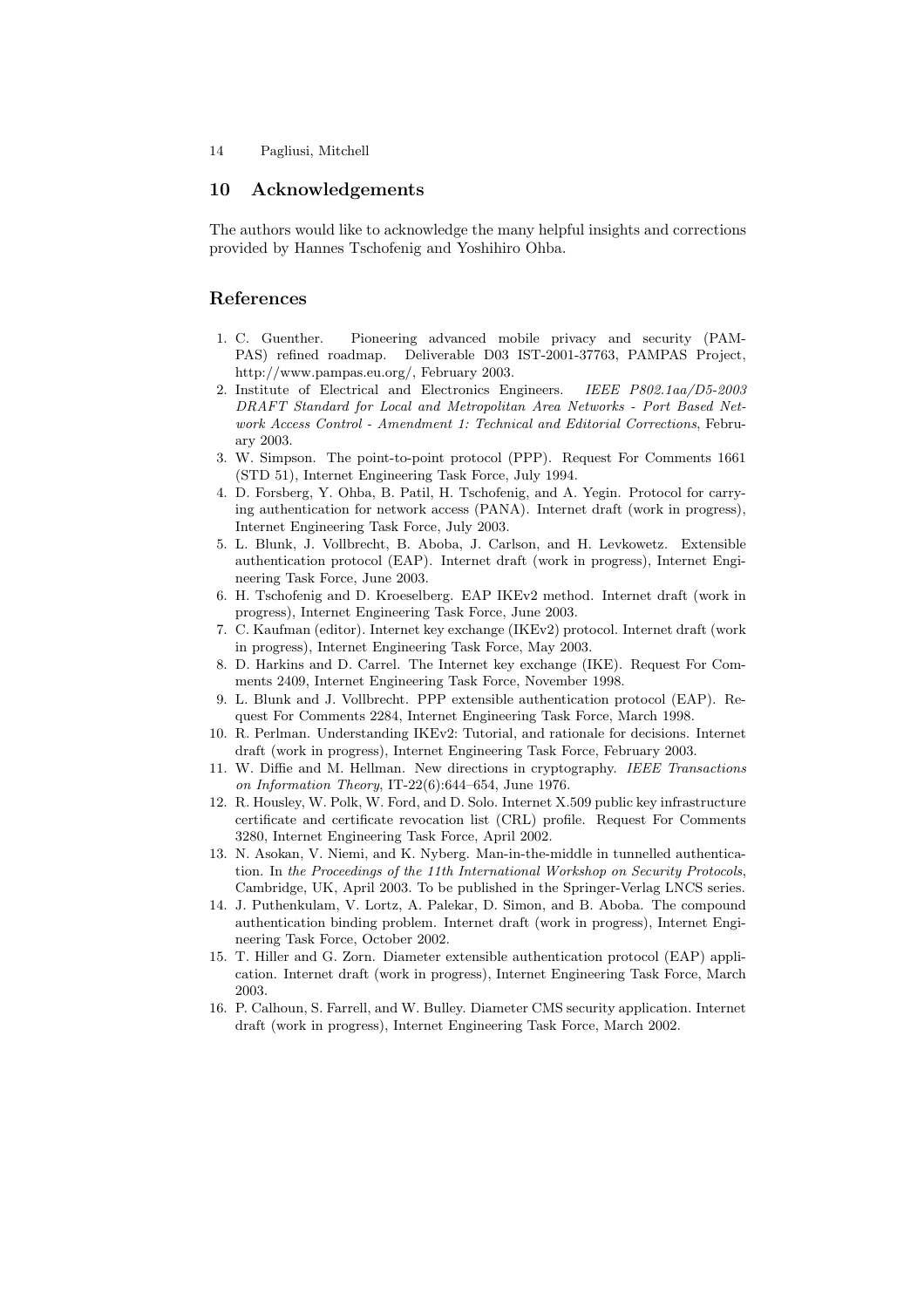## 10 Acknowledgements

The authors would like to acknowledge the many helpful insights and corrections provided by Hannes Tschofenig and Yoshihiro Ohba.

## References

1. C. Guenther. Pioneering advanced mobile privacy and security (PAMPAS) refined roadmap. Deliverable D03 IST-2001-37763, PAMPAS Project, http://www.pampas.eu.org/, February 2003.
2. Institute of Electrical and Electronics Engineers. *IEEE P802.1aa/D5-2003 DRAFT Standard for Local and Metropolitan Area Networks - Port Based Network Access Control - Amendment 1: Technical and Editorial Corrections*, February 2003.
3. W. Simpson. The point-to-point protocol (PPP). Request For Comments 1661 (STD 51), Internet Engineering Task Force, July 1994.
4. D. Forsberg, Y. Ohba, B. Patil, H. Tschofenig, and A. Yegin. Protocol for carrying authentication for network access (PANA). Internet draft (work in progress), Internet Engineering Task Force, July 2003.
5. L. Blunk, J. Vollbrecht, B. Aboba, J. Carlson, and H. Levkowetz. Extensible authentication protocol (EAP). Internet draft (work in progress), Internet Engineering Task Force, June 2003.
6. H. Tschofenig and D. Kroeselberg. EAP IKEv2 method. Internet draft (work in progress), Internet Engineering Task Force, June 2003.
7. C. Kaufman (editor). Internet key exchange (IKEv2) protocol. Internet draft (work in progress), Internet Engineering Task Force, May 2003.
8. D. Harkins and D. Carrel. The Internet key exchange (IKE). Request For Comments 2409, Internet Engineering Task Force, November 1998.
9. L. Blunk and J. Vollbrecht. PPP extensible authentication protocol (EAP). Request For Comments 2284, Internet Engineering Task Force, March 1998.
10. R. Perlman. Understanding IKEv2: Tutorial, and rationale for decisions. Internet draft (work in progress), Internet Engineering Task Force, February 2003.
11. W. Diffie and M. Hellman. New directions in cryptography. *IEEE Transactions on Information Theory*, IT-22(6):644–654, June 1976.
12. R. Housley, W. Polk, W. Ford, and D. Solo. Internet X.509 public key infrastructure certificate and certificate revocation list (CRL) profile. Request For Comments 3280, Internet Engineering Task Force, April 2002.
13. N. Asokan, V. Niemi, and K. Nyberg. Man-in-the-middle in tunnelled authentication. In *the Proceedings of the 11th International Workshop on Security Protocols*, Cambridge, UK, April 2003. To be published in the Springer-Verlag LNCS series.
14. J. Puthenkulam, V. Lortz, A. Palekar, D. Simon, and B. Aboba. The compound authentication binding problem. Internet draft (work in progress), Internet Engineering Task Force, October 2002.
15. T. Hiller and G. Zorn. Diameter extensible authentication protocol (EAP) application. Internet draft (work in progress), Internet Engineering Task Force, March 2003.
16. P. Calhoun, S. Farrell, and W. Bulley. Diameter CMS security application. Internet draft (work in progress), Internet Engineering Task Force, March 2002.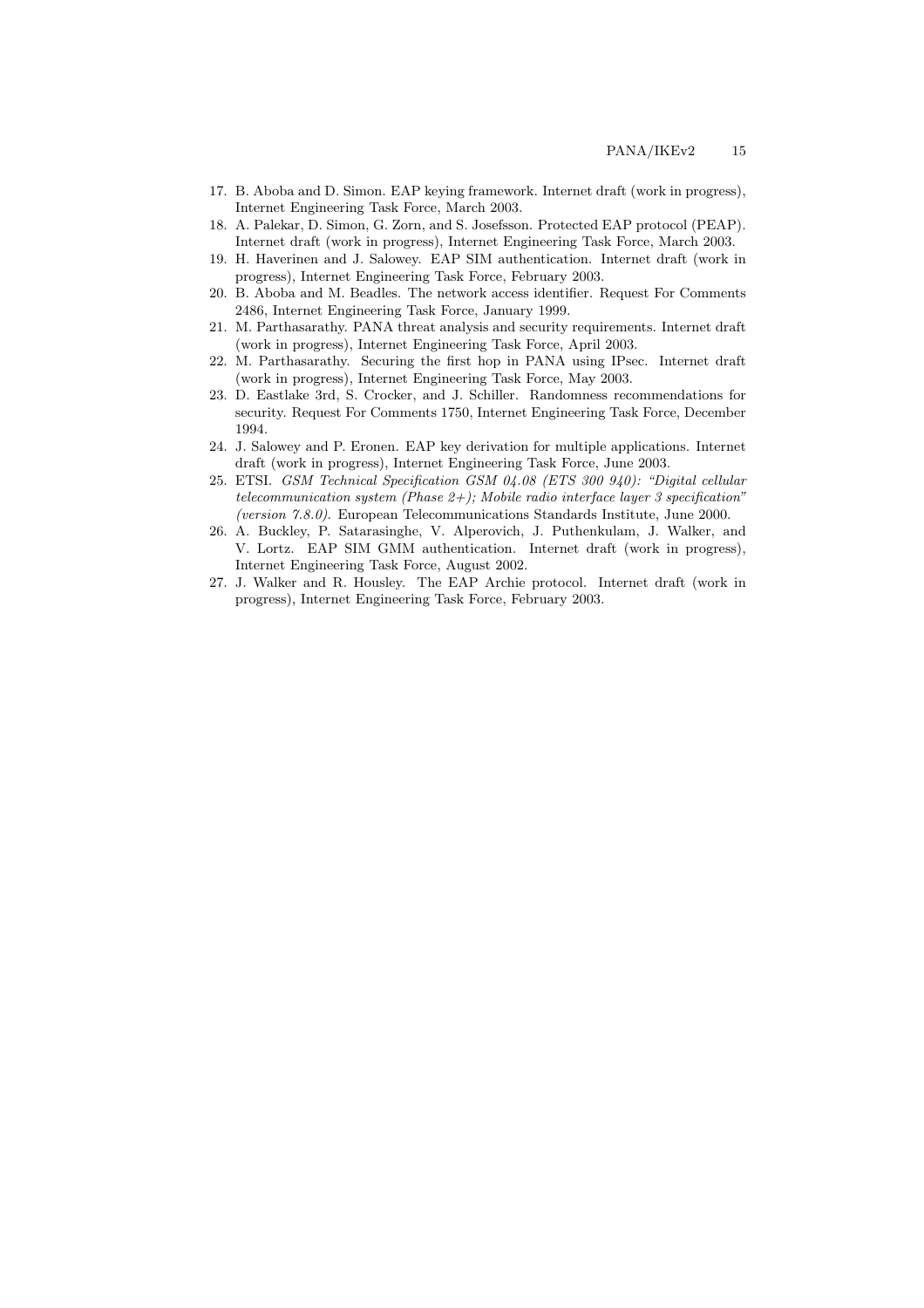17. B. Aboba and D. Simon. EAP keying framework. Internet draft (work in progress), Internet Engineering Task Force, March 2003.
18. A. Palekar, D. Simon, G. Zorn, and S. Josefsson. Protected EAP protocol (PEAP). Internet draft (work in progress), Internet Engineering Task Force, March 2003.
19. H. Haverinen and J. Salowey. EAP SIM authentication. Internet draft (work in progress), Internet Engineering Task Force, February 2003.
20. B. Aboba and M. Beadles. The network access identifier. Request For Comments 2486, Internet Engineering Task Force, January 1999.
21. M. Parthasarathy. PANA threat analysis and security requirements. Internet draft (work in progress), Internet Engineering Task Force, April 2003.
22. M. Parthasarathy. Securing the first hop in PANA using IPsec. Internet draft (work in progress), Internet Engineering Task Force, May 2003.
23. D. Eastlake 3rd, S. Crocker, and J. Schiller. Randomness recommendations for security. Request For Comments 1750, Internet Engineering Task Force, December 1994.
24. J. Salowey and P. Eronen. EAP key derivation for multiple applications. Internet draft (work in progress), Internet Engineering Task Force, June 2003.
25. ETSI. *GSM Technical Specification GSM 04.08 (ETS 300 940): "Digital cellular telecommunication system (Phase 2+); Mobile radio interface layer 3 specification" (version 7.8.0).* European Telecommunications Standards Institute, June 2000.
26. A. Buckley, P. Satarasinghe, V. Alperovich, J. Puthenkulam, J. Walker, and V. Lortz. EAP SIM GMM authentication. Internet draft (work in progress), Internet Engineering Task Force, August 2002.
27. J. Walker and R. Housley. The EAP Archie protocol. Internet draft (work in progress), Internet Engineering Task Force, February 2003.